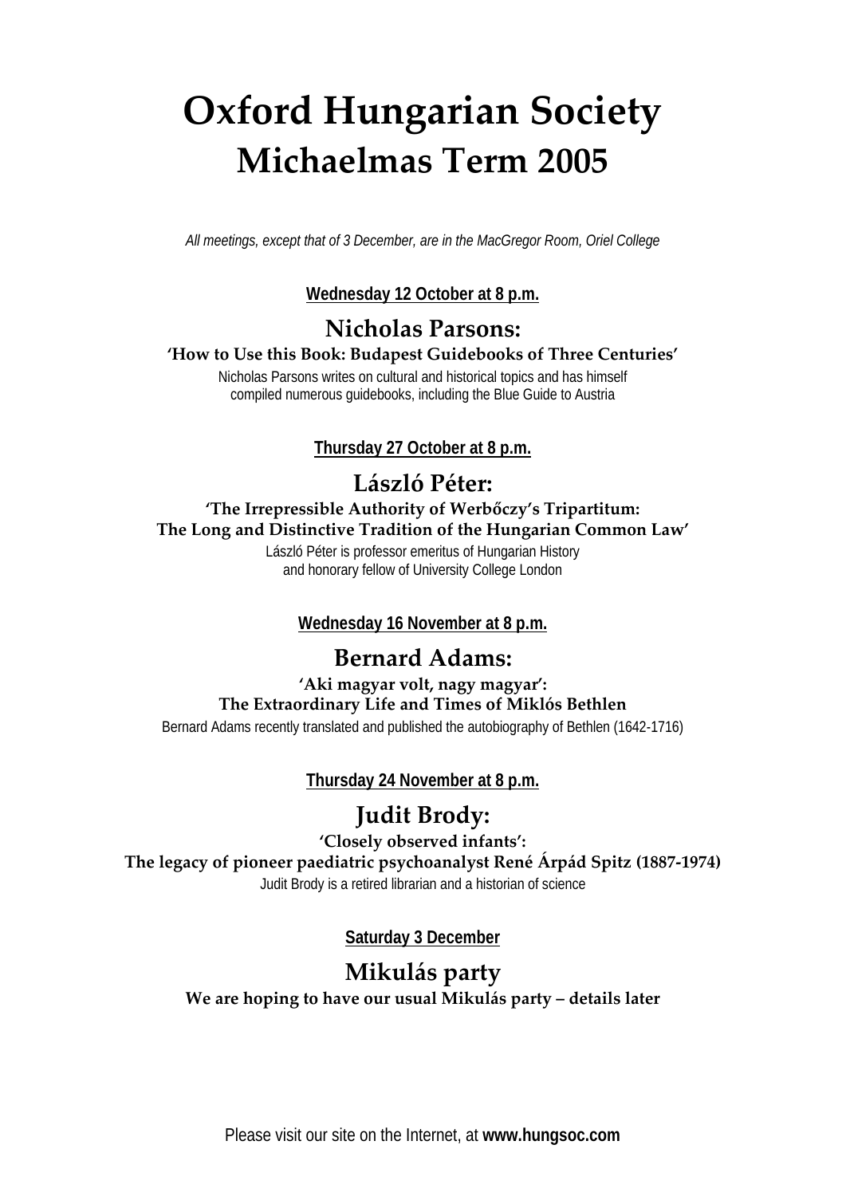# Oxford Hungarian Society
## Michaelmas Term 2005

*All meetings, except that of 3 December, are in the MacGregor Room, Oriel College*

**Wednesday 12 October at 8 p.m.**

### Nicholas Parsons:

**'How to Use this Book: Budapest Guidebooks of Three Centuries'**

Nicholas Parsons writes on cultural and historical topics and has himself compiled numerous guidebooks, including the Blue Guide to Austria

**Thursday 27 October at 8 p.m.**

### László Péter:

**'The Irrepressible Authority of Werbőczy's Tripartitum: The Long and Distinctive Tradition of the Hungarian Common Law'**

László Péter is professor emeritus of Hungarian History and honorary fellow of University College London

**Wednesday 16 November at 8 p.m.**

### Bernard Adams:

**'Aki magyar volt, nagy magyar': The Extraordinary Life and Times of Miklós Bethlen**

Bernard Adams recently translated and published the autobiography of Bethlen (1642-1716)

**Thursday 24 November at 8 p.m.**

### Judit Brody:

**'Closely observed infants': The legacy of pioneer paediatric psychoanalyst René Árpád Spitz (1887-1974)**

Judit Brody is a retired librarian and a historian of science

**Saturday 3 December**

### Mikulás party

**We are hoping to have our usual Mikulás party – details later**

Please visit our site on the Internet, at **www.hungsoc.com**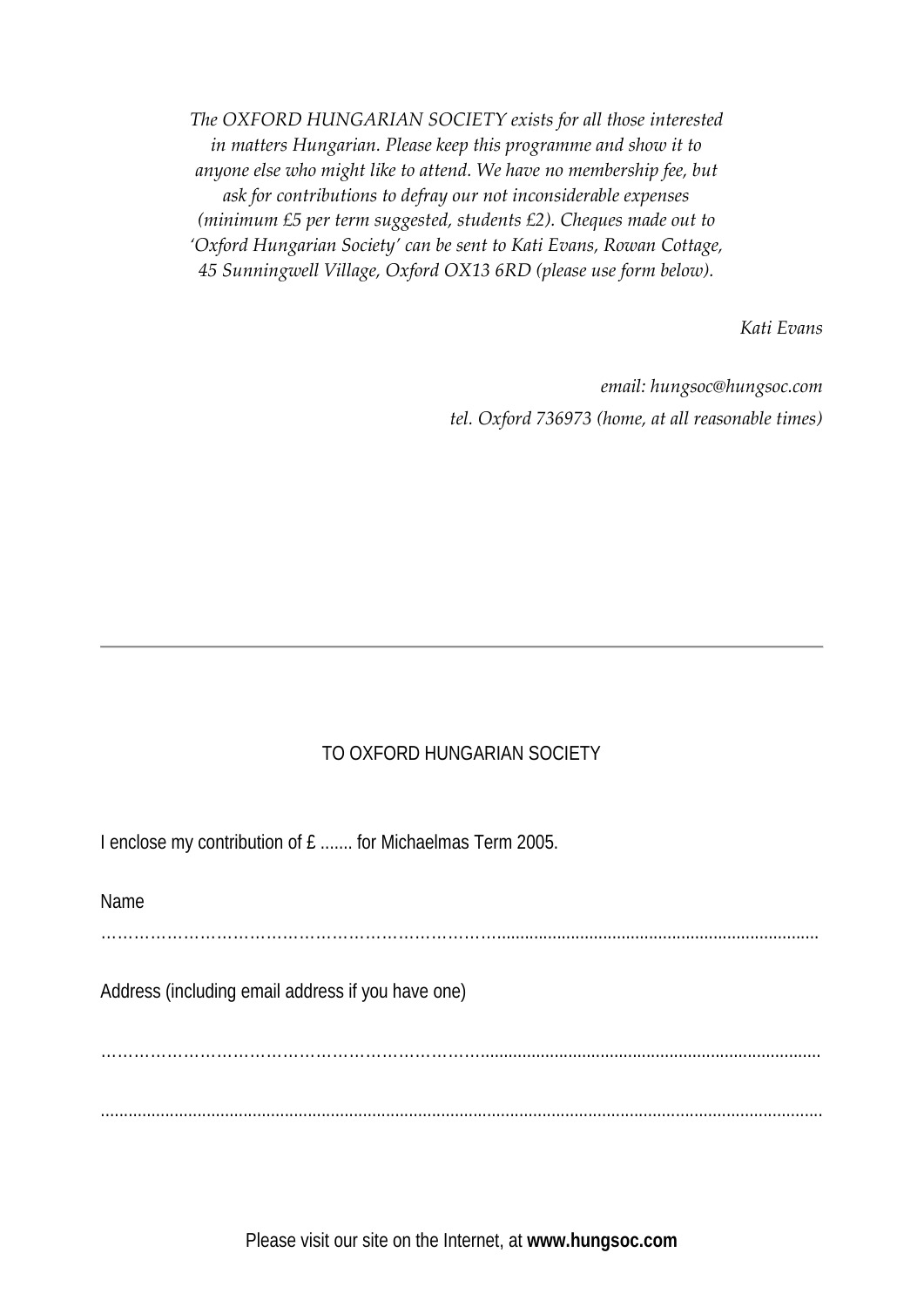*The OXFORD HUNGARIAN SOCIETY exists for all those interested in matters Hungarian. Please keep this programme and show it to anyone else who might like to attend. We have no membership fee, but ask for contributions to defray our not inconsiderable expenses (minimum £5 per term suggested, students £2). Cheques made out to 'Oxford Hungarian Society' can be sent to Kati Evans, Rowan Cottage, 45 Sunningwell Village, Oxford OX13 6RD (please use form below).*

*Kati Evans*

*email: hungsoc@hungsoc.com*
*tel. Oxford 736973 (home, at all reasonable times)*

---

TO OXFORD HUNGARIAN SOCIETY

I enclose my contribution of £ ....... for Michaelmas Term 2005.

Name

……………………………………………………………………………………………………………

Address (including email address if you have one)

……………………………………………………………………………………………………………

……………………………………………………………………………………………………………

Please visit our site on the Internet, at **www.hungsoc.com**